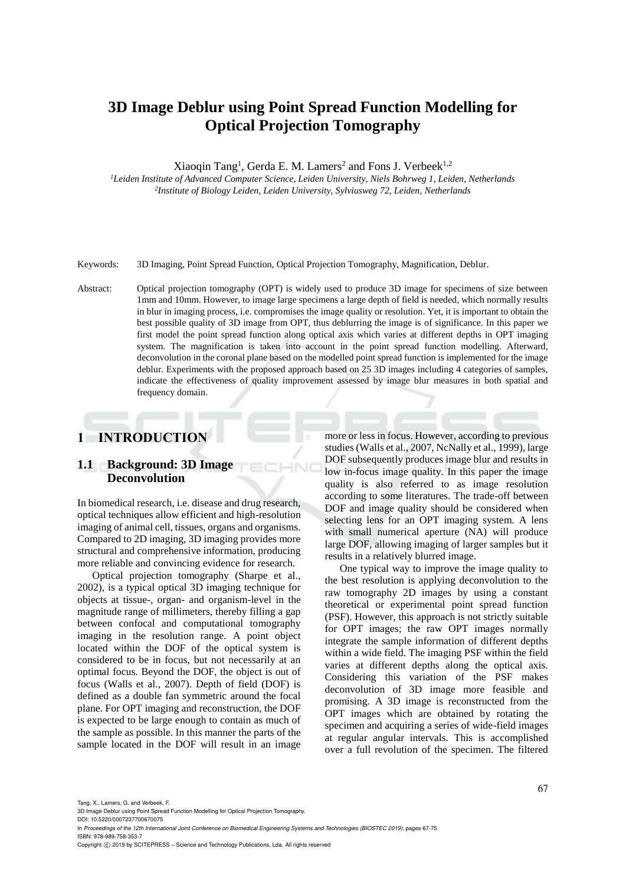# 3D Image Deblur using Point Spread Function Modelling for Optical Projection Tomography

Xiaoqin Tang[1], Gerda E. M. Lamers[2] and Fons J. Verbeek[1,2]

[1]*Leiden Institute of Advanced Computer Science, Leiden University, Niels Bohrweg 1, Leiden, Netherlands*
[2]*Institute of Biology Leiden, Leiden University, Sylviusweg 72, Leiden, Netherlands*

Keywords: 3D Imaging, Point Spread Function, Optical Projection Tomography, Magnification, Deblur.

Abstract: Optical projection tomography (OPT) is widely used to produce 3D image for specimens of size between 1mm and 10mm. However, to image large specimens a large depth of field is needed, which normally results in blur in imaging process, i.e. compromises the image quality or resolution. Yet, it is important to obtain the best possible quality of 3D image from OPT, thus deblurring the image is of significance. In this paper we first model the point spread function along optical axis which varies at different depths in OPT imaging system. The magnification is taken into account in the point spread function modelling. Afterward, deconvolution in the coronal plane based on the modelled point spread function is implemented for the image deblur. Experiments with the proposed approach based on 25 3D images including 4 categories of samples, indicate the effectiveness of quality improvement assessed by image blur measures in both spatial and frequency domain.

## 1 INTRODUCTION

### 1.1 Background: 3D Image Deconvolution

In biomedical research, i.e. disease and drug research, optical techniques allow efficient and high-resolution imaging of animal cell, tissues, organs and organisms. Compared to 2D imaging, 3D imaging provides more structural and comprehensive information, producing more reliable and convincing evidence for research.

Optical projection tomography (Sharpe et al., 2002), is a typical optical 3D imaging technique for objects at tissue-, organ- and organism-level in the magnitude range of millimeters, thereby filling a gap between confocal and computational tomography imaging in the resolution range. A point object located within the DOF of the optical system is considered to be in focus, but not necessarily at an optimal focus. Beyond the DOF, the object is out of focus (Walls et al., 2007). Depth of field (DOF) is defined as a double fan symmetric around the focal plane. For OPT imaging and reconstruction, the DOF is expected to be large enough to contain as much of the sample as possible. In this manner the parts of the sample located in the DOF will result in an image more or less in focus. However, according to previous studies (Walls et al., 2007, NcNally et al., 1999), large DOF subsequently produces image blur and results in low in-focus image quality. In this paper the image quality is also referred to as image resolution according to some literatures. The trade-off between DOF and image quality should be considered when selecting lens for an OPT imaging system. A lens with small numerical aperture (NA) will produce large DOF, allowing imaging of larger samples but it results in a relatively blurred image.

One typical way to improve the image quality to the best resolution is applying deconvolution to the raw tomography 2D images by using a constant theoretical or experimental point spread function (PSF). However, this approach is not strictly suitable for OPT images; the raw OPT images normally integrate the sample information of different depths within a wide field. The imaging PSF within the field varies at different depths along the optical axis. Considering this variation of the PSF makes deconvolution of 3D image more feasible and promising. A 3D image is reconstructed from the OPT images which are obtained by rotating the specimen and acquiring a series of wide-field images at regular angular intervals. This is accomplished over a full revolution of the specimen. The filtered

Tang, X., Lamers, G. and Verbeek, F.
3D Image Deblur using Point Spread Function Modelling for Optical Projection Tomography.
DOI: 10.5220/0007237700670075
In *Proceedings of the 12th International Joint Conference on Biomedical Engineering Systems and Technologies (BIOSTEC 2019)*, pages 67-75
ISBN: 978-989-758-353-7
Copyright © 2019 by SCITEPRESS – Science and Technology Publications, Lda. All rights reserved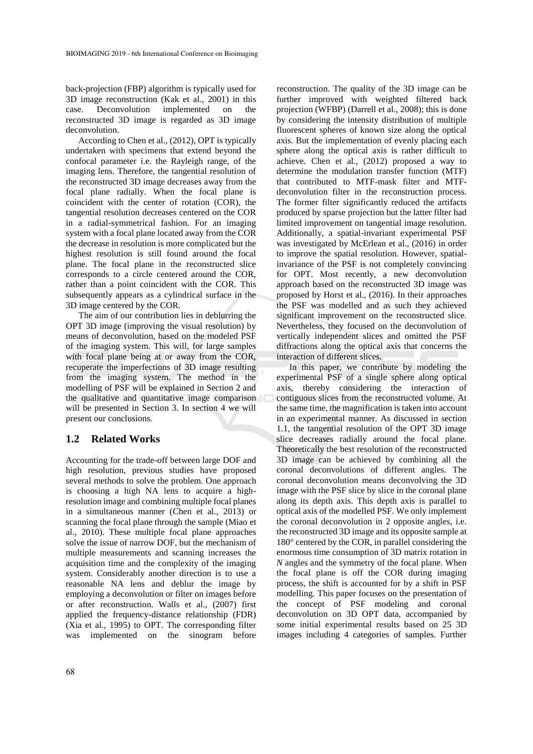back-projection (FBP) algorithm is typically used for 3D image reconstruction (Kak et al., 2001) in this case. Deconvolution implemented on the reconstructed 3D image is regarded as 3D image deconvolution.

According to Chen et al., (2012), OPT is typically undertaken with specimens that extend beyond the confocal parameter i.e. the Rayleigh range, of the imaging lens. Therefore, the tangential resolution of the reconstructed 3D image decreases away from the focal plane radially. When the focal plane is coincident with the center of rotation (COR), the tangential resolution decreases centered on the COR in a radial-symmetrical fashion. For an imaging system with a focal plane located away from the COR the decrease in resolution is more complicated but the highest resolution is still found around the focal plane. The focal plane in the reconstructed slice corresponds to a circle centered around the COR, rather than a point coincident with the COR. This subsequently appears as a cylindrical surface in the 3D image centered by the COR.

The aim of our contribution lies in deblurring the OPT 3D image (improving the visual resolution) by means of deconvolution, based on the modeled PSF of the imaging system. This will, for large samples with focal plane being at or away from the COR, recuperate the imperfections of 3D image resulting from the imaging system. The method in the modelling of PSF will be explained in Section 2 and the qualitative and quantitative image comparison will be presented in Section 3. In section 4 we will present our conclusions.

## 1.2 Related Works

Accounting for the trade-off between large DOF and high resolution, previous studies have proposed several methods to solve the problem. One approach is choosing a high NA lens to acquire a high-resolution image and combining multiple focal planes in a simultaneous manner (Chen et al., 2013) or scanning the focal plane through the sample (Miao et al., 2010). These multiple focal plane approaches solve the issue of narrow DOF, but the mechanism of multiple measurements and scanning increases the acquisition time and the complexity of the imaging system. Considerably another direction is to use a reasonable NA lens and deblur the image by employing a deconvolution or filter on images before or after reconstruction. Walls et al., (2007) first applied the frequency-distance relationship (FDR) (Xia et al., 1995) to OPT. The corresponding filter was implemented on the sinogram before reconstruction. The quality of the 3D image can be further improved with weighted filtered back projection (WFBP) (Darrell et al., 2008); this is done by considering the intensity distribution of multiple fluorescent spheres of known size along the optical axis. But the implementation of evenly placing each sphere along the optical axis is rather difficult to achieve. Chen et al., (2012) proposed a way to determine the modulation transfer function (MTF) that contributed to MTF-mask filter and MTF-deconvolution filter in the reconstruction process. The former filter significantly reduced the artifacts produced by sparse projection but the latter filter had limited improvement on tangential image resolution. Additionally, a spatial-invariant experimental PSF was investigated by McErlean et al., (2016) in order to improve the spatial resolution. However, spatial-invariance of the PSF is not completely convincing for OPT. Most recently, a new deconvolution approach based on the reconstructed 3D image was proposed by Horst et al., (2016). In their approaches the PSF was modelled and as such they achieved significant improvement on the reconstructed slice. Nevertheless, they focused on the deconvolution of vertically independent slices and omitted the PSF diffractions along the optical axis that concerns the interaction of different slices.

In this paper, we contribute by modeling the experimental PSF of a single sphere along optical axis, thereby considering the interaction of contiguous slices from the reconstructed volume. At the same time, the magnification is taken into account in an experimental manner. As discussed in section 1.1, the tangential resolution of the OPT 3D image slice decreases radially around the focal plane. Theoretically the best resolution of the reconstructed 3D image can be achieved by combining all the coronal deconvolutions of different angles. The coronal deconvolution means deconvolving the 3D image with the PSF slice by slice in the coronal plane along its depth axis. This depth axis is parallel to optical axis of the modelled PSF. We only implement the coronal deconvolution in 2 opposite angles, i.e. the reconstructed 3D image and its opposite sample at 180° centered by the COR, in parallel considering the enormous time consumption of 3D matrix rotation in *N* angles and the symmetry of the focal plane. When the focal plane is off the COR during imaging process, the shift is accounted for by a shift in PSF modelling. This paper focuses on the presentation of the concept of PSF modeling and coronal deconvolution on 3D OPT data, accompanied by some initial experimental results based on 25 3D images including 4 categories of samples. Further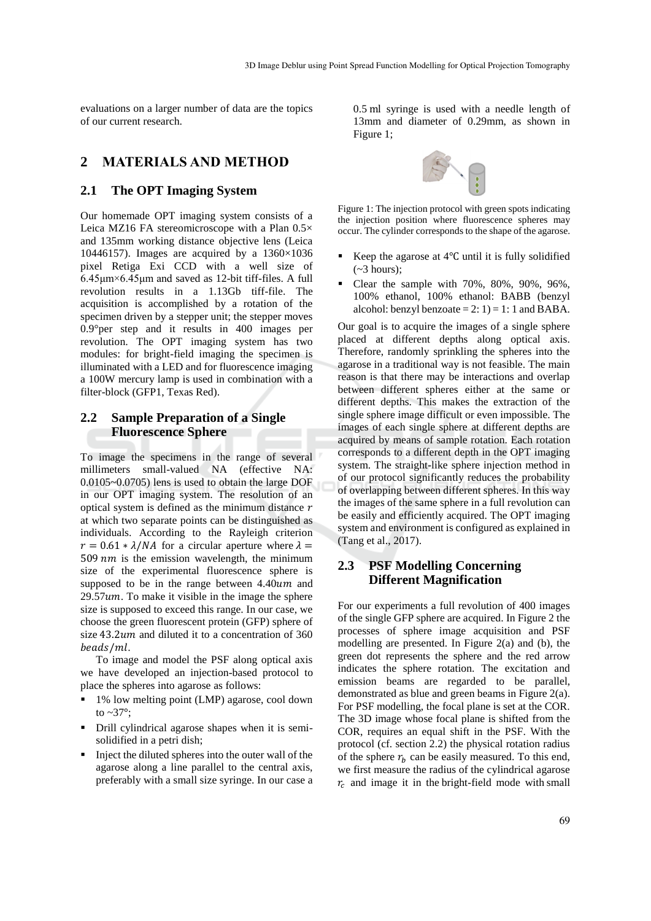evaluations on a larger number of data are the topics of our current research.

## 2 MATERIALS AND METHOD

### 2.1 The OPT Imaging System

Our homemade OPT imaging system consists of a Leica MZ16 FA stereomicroscope with a Plan 0.5× and 135mm working distance objective lens (Leica 10446157). Images are acquired by a 1360×1036 pixel Retiga Exi CCD with a well size of 6.45μm×6.45μm and saved as 12-bit tiff-files. A full revolution results in a 1.13Gb tiff-file. The acquisition is accomplished by a rotation of the specimen driven by a stepper unit; the stepper moves 0.9°per step and it results in 400 images per revolution. The OPT imaging system has two modules: for bright-field imaging the specimen is illuminated with a LED and for fluorescence imaging a 100W mercury lamp is used in combination with a filter-block (GFP1, Texas Red).

### 2.2 Sample Preparation of a Single Fluorescence Sphere

To image the specimens in the range of several millimeters small-valued NA (effective NA: 0.0105~0.0705) lens is used to obtain the large DOF in our OPT imaging system. The resolution of an optical system is defined as the minimum distance $r$ at which two separate points can be distinguished as individuals. According to the Rayleigh criterion $r = 0.61 * \lambda/NA$ for a circular aperture where $\lambda = 509\ nm$ is the emission wavelength, the minimum size of the experimental fluorescence sphere is supposed to be in the range between $4.40um$ and $29.57um$. To make it visible in the image the sphere size is supposed to exceed this range. In our case, we choose the green fluorescent protein (GFP) sphere of size $43.2um$ and diluted it to a concentration of 360 $beads/ml$.

To image and model the PSF along optical axis we have developed an injection-based protocol to place the spheres into agarose as follows:

- 1% low melting point (LMP) agarose, cool down to ~37°;
- Drill cylindrical agarose shapes when it is semi-solidified in a petri dish;
- Inject the diluted spheres into the outer wall of the agarose along a line parallel to the central axis, preferably with a small size syringe. In our case a 0.5 ml syringe is used with a needle length of 13mm and diameter of 0.29mm, as shown in Figure 1;

Figure 1: The injection protocol with green spots indicating the injection position where fluorescence spheres may occur. The cylinder corresponds to the shape of the agarose.

- Keep the agarose at 4℃ until it is fully solidified (~3 hours);
- Clear the sample with 70%, 80%, 90%, 96%, 100% ethanol, 100% ethanol: BABB (benzyl alcohol: benzyl benzoate = 2: 1) = 1: 1 and BABA.

Our goal is to acquire the images of a single sphere placed at different depths along optical axis. Therefore, randomly sprinkling the spheres into the agarose in a traditional way is not feasible. The main reason is that there may be interactions and overlap between different spheres either at the same or different depths. This makes the extraction of the single sphere image difficult or even impossible. The images of each single sphere at different depths are acquired by means of sample rotation. Each rotation corresponds to a different depth in the OPT imaging system. The straight-like sphere injection method in of our protocol significantly reduces the probability of overlapping between different spheres. In this way the images of the same sphere in a full revolution can be easily and efficiently acquired. The OPT imaging system and environment is configured as explained in (Tang et al., 2017).

### 2.3 PSF Modelling Concerning Different Magnification

For our experiments a full revolution of 400 images of the single GFP sphere are acquired. In Figure 2 the processes of sphere image acquisition and PSF modelling are presented. In Figure 2(a) and (b), the green dot represents the sphere and the red arrow indicates the sphere rotation. The excitation and emission beams are regarded to be parallel, demonstrated as blue and green beams in Figure 2(a). For PSF modelling, the focal plane is set at the COR. The 3D image whose focal plane is shifted from the COR, requires an equal shift in the PSF. With the protocol (cf. section 2.2) the physical rotation radius of the sphere $r_b$ can be easily measured. To this end, we first measure the radius of the cylindrical agarose $r_c$ and image it in the bright-field mode with small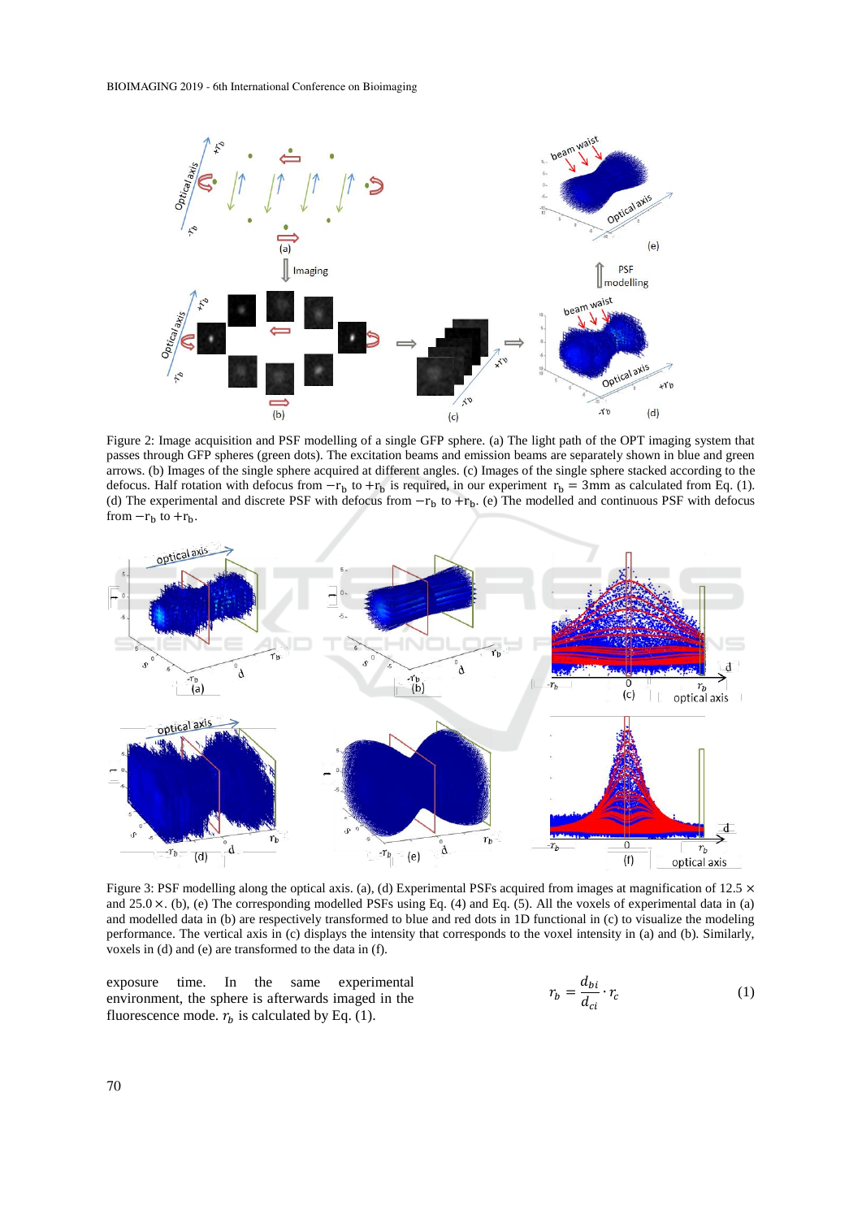Figure 2: Image acquisition and PSF modelling of a single GFP sphere. (a) The light path of the OPT imaging system that passes through GFP spheres (green dots). The excitation beams and emission beams are separately shown in blue and green arrows. (b) Images of the single sphere acquired at different angles. (c) Images of the single sphere stacked according to the defocus. Half rotation with defocus from $-r_b$ to $+r_b$ is required, in our experiment $r_b = 3\text{mm}$ as calculated from Eq. (1). (d) The experimental and discrete PSF with defocus from $-r_b$ to $+r_b$. (e) The modelled and continuous PSF with defocus from $-r_b$ to $+r_b$.

Figure 3: PSF modelling along the optical axis. (a), (d) Experimental PSFs acquired from images at magnification of $12.5\times$ and $25.0\times$. (b), (e) The corresponding modelled PSFs using Eq. (4) and Eq. (5). All the voxels of experimental data in (a) and modelled data in (b) are respectively transformed to blue and red dots in 1D functional in (c) to visualize the modeling performance. The vertical axis in (c) displays the intensity that corresponds to the voxel intensity in (a) and (b). Similarly, voxels in (d) and (e) are transformed to the data in (f).

exposure time. In the same experimental environment, the sphere is afterwards imaged in the fluorescence mode. $r_b$ is calculated by Eq. (1).

$$r_b = \frac{d_{bi}}{d_{ci}} \cdot r_c \tag{1}$$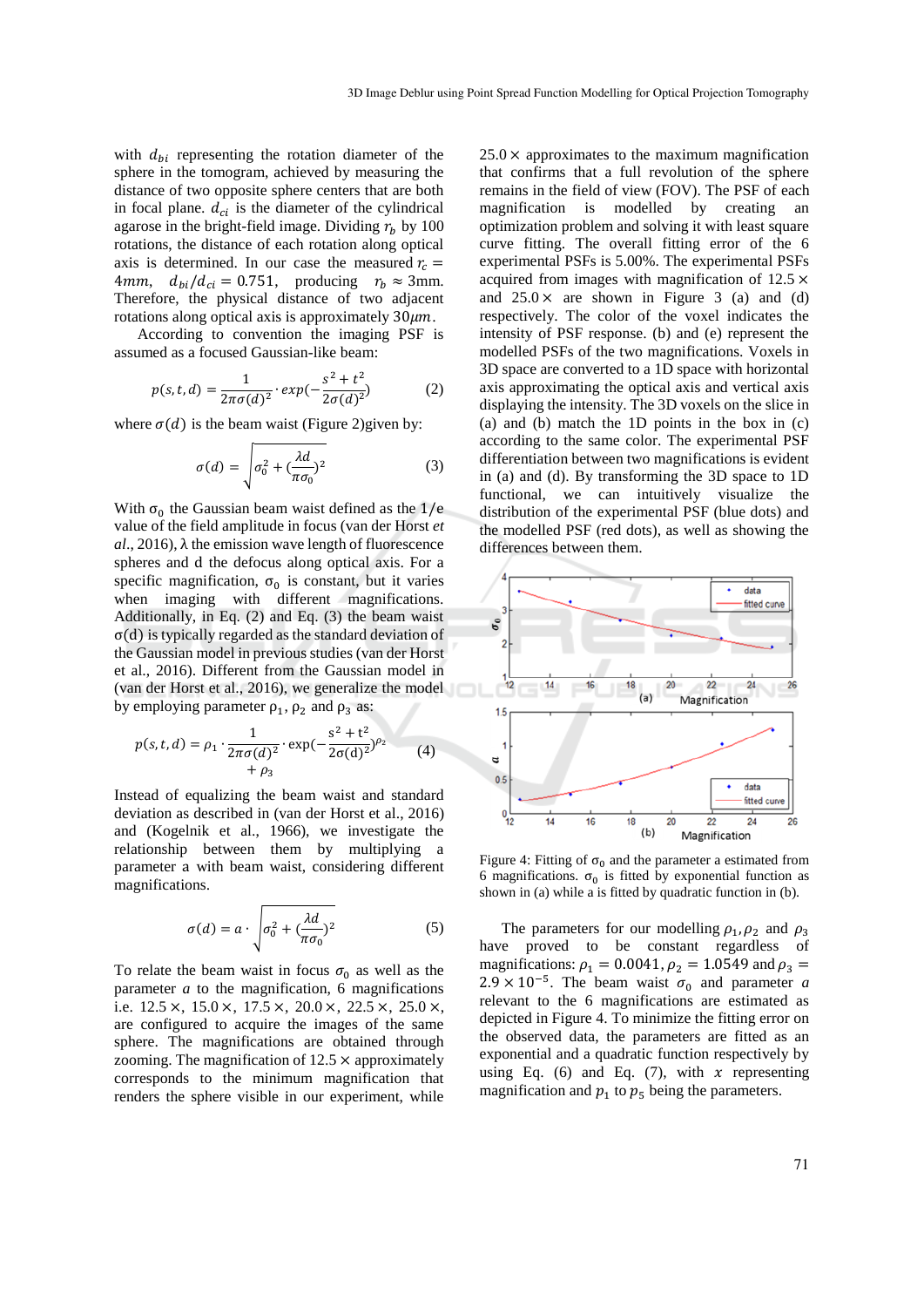with $d_{bi}$ representing the rotation diameter of the sphere in the tomogram, achieved by measuring the distance of two opposite sphere centers that are both in focal plane. $d_{ci}$ is the diameter of the cylindrical agarose in the bright-field image. Dividing $r_b$ by 100 rotations, the distance of each rotation along optical axis is determined. In our case the measured $r_c = 4mm$, $d_{bi}/d_{ci} = 0.751$, producing $r_b \approx 3$mm. Therefore, the physical distance of two adjacent rotations along optical axis is approximately $30\mu m$.

According to convention the imaging PSF is assumed as a focused Gaussian-like beam:

$$p(s,t,d) = \frac{1}{2\pi\sigma(d)^2} \cdot exp(-\frac{s^2+t^2}{2\sigma(d)^2}) \quad (2)$$

where $\sigma(d)$ is the beam waist (Figure 2)given by:

$$\sigma(d) = \sqrt{\sigma_0^2 + (\frac{\lambda d}{\pi\sigma_0})^2} \quad (3)$$

With $\sigma_0$ the Gaussian beam waist defined as the $1/e$ value of the field amplitude in focus (van der Horst *et al.*, 2016), $\lambda$ the emission wave length of fluorescence spheres and d the defocus along optical axis. For a specific magnification, $\sigma_0$ is constant, but it varies when imaging with different magnifications. Additionally, in Eq. (2) and Eq. (3) the beam waist $\sigma(d)$ is typically regarded as the standard deviation of the Gaussian model in previous studies (van der Horst et al., 2016). Different from the Gaussian model in (van der Horst et al., 2016), we generalize the model by employing parameter $\rho_1$, $\rho_2$ and $\rho_3$ as:

$$p(s,t,d) = \rho_1 \cdot \frac{1}{2\pi\sigma(d)^2} \cdot \exp(-\frac{s^2+t^2}{2\sigma(d)^2})^{\rho_2} + \rho_3 \quad (4)$$

Instead of equalizing the beam waist and standard deviation as described in (van der Horst et al., 2016) and (Kogelnik et al., 1966), we investigate the relationship between them by multiplying a parameter a with beam waist, considering different magnifications.

$$\sigma(d) = a \cdot \sqrt{\sigma_0^2 + (\frac{\lambda d}{\pi\sigma_0})^2} \quad (5)$$

To relate the beam waist in focus $\sigma_0$ as well as the parameter $a$ to the magnification, 6 magnifications i.e. 12.5 ×, 15.0 ×, 17.5 ×, 20.0 ×, 22.5 ×, 25.0 ×, are configured to acquire the images of the same sphere. The magnifications are obtained through zooming. The magnification of 12.5 × approximately corresponds to the minimum magnification that renders the sphere visible in our experiment, while 25.0 × approximates to the maximum magnification that confirms that a full revolution of the sphere remains in the field of view (FOV). The PSF of each magnification is modelled by creating an optimization problem and solving it with least square curve fitting. The overall fitting error of the 6 experimental PSFs is 5.00%. The experimental PSFs acquired from images with magnification of 12.5 × and 25.0 × are shown in Figure 3 (a) and (d) respectively. The color of the voxel indicates the intensity of PSF response. (b) and (e) represent the modelled PSFs of the two magnifications. Voxels in 3D space are converted to a 1D space with horizontal axis approximating the optical axis and vertical axis displaying the intensity. The 3D voxels on the slice in (a) and (b) match the 1D points in the box in (c) according to the same color. The experimental PSF differentiation between two magnifications is evident in (a) and (d). By transforming the 3D space to 1D functional, we can intuitively visualize the distribution of the experimental PSF (blue dots) and the modelled PSF (red dots), as well as showing the differences between them.

Figure 4: Fitting of $\sigma_0$ and the parameter a estimated from 6 magnifications. $\sigma_0$ is fitted by exponential function as shown in (a) while a is fitted by quadratic function in (b).

The parameters for our modelling $\rho_1, \rho_2$ and $\rho_3$ have proved to be constant regardless of magnifications: $\rho_1 = 0.0041, \rho_2 = 1.0549$ and $\rho_3 = 2.9 \times 10^{-5}$. The beam waist $\sigma_0$ and parameter $a$ relevant to the 6 magnifications are estimated as depicted in Figure 4. To minimize the fitting error on the observed data, the parameters are fitted as an exponential and a quadratic function respectively by using Eq. (6) and Eq. (7), with $x$ representing magnification and $p_1$ to $p_5$ being the parameters.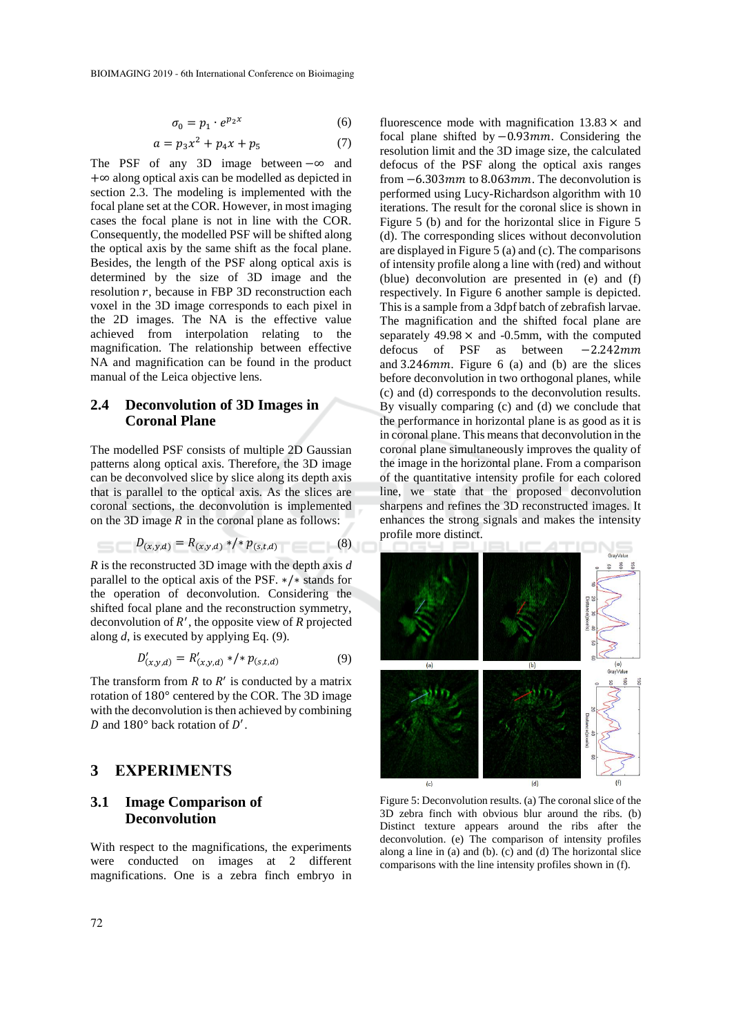$$\sigma_0 = p_1 \cdot e^{p_2 x} \tag{6}$$

$$a = p_3 x^2 + p_4 x + p_5 \tag{7}$$

The PSF of any 3D image between $-\infty$ and $+\infty$ along optical axis can be modelled as depicted in section 2.3. The modeling is implemented with the focal plane set at the COR. However, in most imaging cases the focal plane is not in line with the COR. Consequently, the modelled PSF will be shifted along the optical axis by the same shift as the focal plane. Besides, the length of the PSF along optical axis is determined by the size of 3D image and the resolution $r$, because in FBP 3D reconstruction each voxel in the 3D image corresponds to each pixel in the 2D images. The NA is the effective value achieved from interpolation relating to the magnification. The relationship between effective NA and magnification can be found in the product manual of the Leica objective lens.

## 2.4 Deconvolution of 3D Images in Coronal Plane

The modelled PSF consists of multiple 2D Gaussian patterns along optical axis. Therefore, the 3D image can be deconvolved slice by slice along its depth axis that is parallel to the optical axis. As the slices are coronal sections, the deconvolution is implemented on the 3D image $R$ in the coronal plane as follows:

$$D_{(x,y,d)} = R_{(x,y,d)} */* p_{(s,t,d)} \tag{8}$$

$R$ is the reconstructed 3D image with the depth axis $d$ parallel to the optical axis of the PSF. $*/*$ stands for the operation of deconvolution. Considering the shifted focal plane and the reconstruction symmetry, deconvolution of $R'$, the opposite view of $R$ projected along $d$, is executed by applying Eq. (9).

$$D'_{(x,y,d)} = R'_{(x,y,d)} */* p_{(s,t,d)} \tag{9}$$

The transform from $R$ to $R'$ is conducted by a matrix rotation of $180°$ centered by the COR. The 3D image with the deconvolution is then achieved by combining $D$ and $180°$ back rotation of $D'$.

# 3 EXPERIMENTS

## 3.1 Image Comparison of Deconvolution

With respect to the magnifications, the experiments were conducted on images at 2 different magnifications. One is a zebra finch embryo in fluorescence mode with magnification $13.83\times$ and focal plane shifted by $-0.93mm$. Considering the resolution limit and the 3D image size, the calculated defocus of the PSF along the optical axis ranges from $-6.303mm$ to $8.063mm$. The deconvolution is performed using Lucy-Richardson algorithm with 10 iterations. The result for the coronal slice is shown in Figure 5 (b) and for the horizontal slice in Figure 5 (d). The corresponding slices without deconvolution are displayed in Figure 5 (a) and (c). The comparisons of intensity profile along a line with (red) and without (blue) deconvolution are presented in (e) and (f) respectively. In Figure 6 another sample is depicted. This is a sample from a 3dpf batch of zebrafish larvae. The magnification and the shifted focal plane are separately $49.98\times$ and -0.5mm, with the computed defocus of PSF as between $-2.242mm$ and $3.246mm$. Figure 6 (a) and (b) are the slices before deconvolution in two orthogonal planes, while (c) and (d) corresponds to the deconvolution results. By visually comparing (c) and (d) we conclude that the performance in horizontal plane is as good as it is in coronal plane. This means that deconvolution in the coronal plane simultaneously improves the quality of the image in the horizontal plane. From a comparison of the quantitative intensity profile for each colored line, we state that the proposed deconvolution sharpens and refines the 3D reconstructed images. It enhances the strong signals and makes the intensity profile more distinct.

Figure 5: Deconvolution results. (a) The coronal slice of the 3D zebra finch with obvious blur around the ribs. (b) Distinct texture appears around the ribs after the deconvolution. (e) The comparison of intensity profiles along a line in (a) and (b). (c) and (d) The horizontal slice comparisons with the line intensity profiles shown in (f).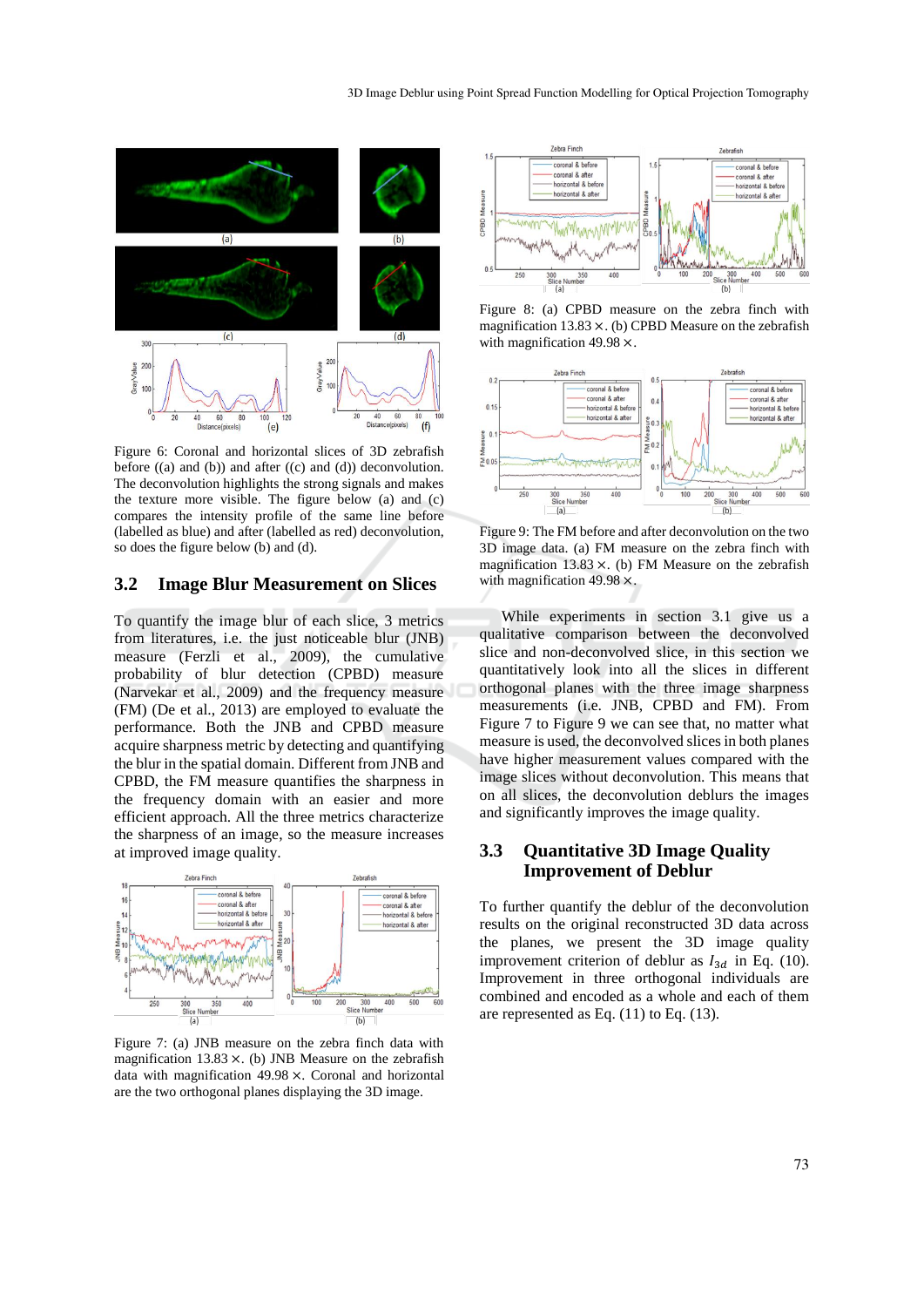Figure 6: Coronal and horizontal slices of 3D zebrafish before ((a) and (b)) and after ((c) and (d)) deconvolution. The deconvolution highlights the strong signals and makes the texture more visible. The figure below (a) and (c) compares the intensity profile of the same line before (labelled as blue) and after (labelled as red) deconvolution, so does the figure below (b) and (d).

## 3.2 Image Blur Measurement on Slices

To quantify the image blur of each slice, 3 metrics from literatures, i.e. the just noticeable blur (JNB) measure (Ferzli et al., 2009), the cumulative probability of blur detection (CPBD) measure (Narvekar et al., 2009) and the frequency measure (FM) (De et al., 2013) are employed to evaluate the performance. Both the JNB and CPBD measure acquire sharpness metric by detecting and quantifying the blur in the spatial domain. Different from JNB and CPBD, the FM measure quantifies the sharpness in the frequency domain with an easier and more efficient approach. All the three metrics characterize the sharpness of an image, so the measure increases at improved image quality.

Figure 7: (a) JNB measure on the zebra finch data with magnification 13.83 ×. (b) JNB Measure on the zebrafish data with magnification 49.98 ×. Coronal and horizontal are the two orthogonal planes displaying the 3D image.

Figure 8: (a) CPBD measure on the zebra finch with magnification 13.83 ×. (b) CPBD Measure on the zebrafish with magnification 49.98 ×.

Figure 9: The FM before and after deconvolution on the two 3D image data. (a) FM measure on the zebra finch with magnification 13.83 ×. (b) FM Measure on the zebrafish with magnification 49.98 ×.

While experiments in section 3.1 give us a qualitative comparison between the deconvolved slice and non-deconvolved slice, in this section we quantitatively look into all the slices in different orthogonal planes with the three image sharpness measurements (i.e. JNB, CPBD and FM). From Figure 7 to Figure 9 we can see that, no matter what measure is used, the deconvolved slices in both planes have higher measurement values compared with the image slices without deconvolution. This means that on all slices, the deconvolution deblurs the images and significantly improves the image quality.

## 3.3 Quantitative 3D Image Quality Improvement of Deblur

To further quantify the deblur of the deconvolution results on the original reconstructed 3D data across the planes, we present the 3D image quality improvement criterion of deblur as $I_{3d}$ in Eq. (10). Improvement in three orthogonal individuals are combined and encoded as a whole and each of them are represented as Eq. (11) to Eq. (13).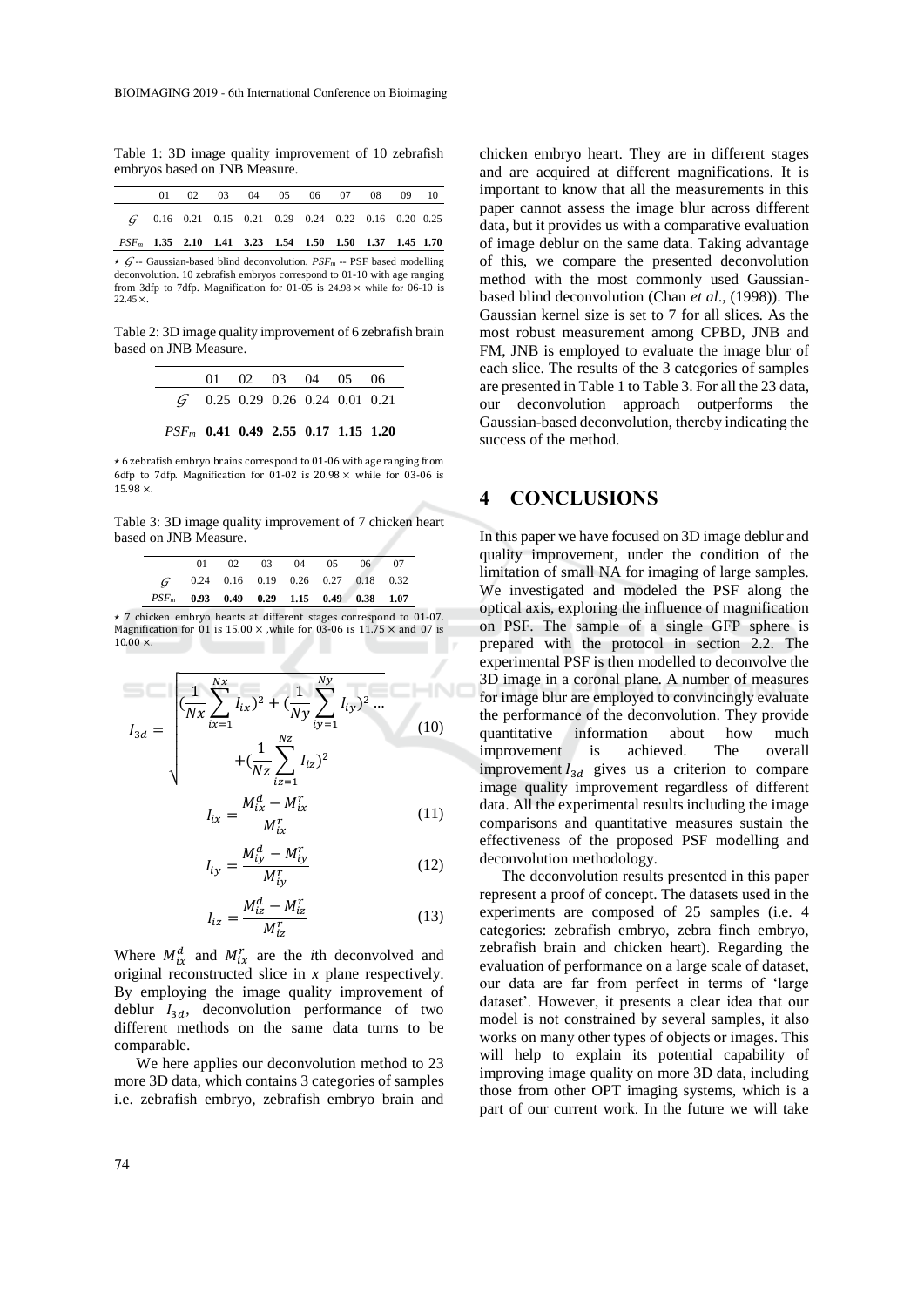Table 1: 3D image quality improvement of 10 zebrafish embryos based on JNB Measure.

| | 01 | 02 | 03 | 04 | 05 | 06 | 07 | 08 | 09 | 10 |
|---|---|---|---|---|---|---|---|---|---|---|
| $\mathcal{G}$ | 0.16 | 0.21 | 0.15 | 0.21 | 0.29 | 0.24 | 0.22 | 0.16 | 0.20 | 0.25 |
| $PSF_m$ | **1.35** | **2.10** | **1.41** | **3.23** | **1.54** | **1.50** | **1.50** | **1.37** | **1.45** | **1.70** |

⋆ $\mathcal{G}$ -- Gaussian-based blind deconvolution. $PSF_m$ -- PSF based modelling deconvolution. 10 zebrafish embryos correspond to 01-10 with age ranging from 3dfp to 7dfp. Magnification for 01-05 is 24.98 × while for 06-10 is 22.45 ×.

Table 2: 3D image quality improvement of 6 zebrafish brain based on JNB Measure.

| | 01 | 02 | 03 | 04 | 05 | 06 |
|---|---|---|---|---|---|---|
| $\mathcal{G}$ | 0.25 | 0.29 | 0.26 | 0.24 | 0.01 | 0.21 |
| $PSF_m$ | **0.41** | **0.49** | **2.55** | **0.17** | **1.15** | **1.20** |

⋆ 6 zebrafish embryo brains correspond to 01-06 with age ranging from 6dfp to 7dfp. Magnification for 01-02 is 20.98 × while for 03-06 is 15.98 ×.

Table 3: 3D image quality improvement of 7 chicken heart based on JNB Measure.

| | 01 | 02 | 03 | 04 | 05 | 06 | 07 |
|---|---|---|---|---|---|---|---|
| $\mathcal{G}$ | 0.24 | 0.16 | 0.19 | 0.26 | 0.27 | 0.18 | 0.32 |
| $PSF_m$ | **0.93** | **0.49** | **0.29** | **1.15** | **0.49** | **0.38** | **1.07** |

⋆ 7 chicken embryo hearts at different stages correspond to 01-07. Magnification for 01 is 15.00 × ,while for 03-06 is 11.75 × and 07 is 10.00 ×.

$$I_{3d} = \sqrt{\left(\frac{1}{Nx}\sum_{ix=1}^{Nx} I_{ix}\right)^2 + \left(\frac{1}{Ny}\sum_{iy=1}^{Ny} I_{iy}\right)^2 \ldots + \left(\frac{1}{Nz}\sum_{iz=1}^{Nz} I_{iz}\right)^2} \quad (10)$$

$$I_{ix} = \frac{M_{ix}^d - M_{ix}^r}{M_{ix}^r} \quad (11)$$

$$I_{iy} = \frac{M_{iy}^d - M_{iy}^r}{M_{iy}^r} \quad (12)$$

$$I_{iz} = \frac{M_{iz}^d - M_{iz}^r}{M_{iz}^r} \quad (13)$$

Where $M_{ix}^d$ and $M_{ix}^r$ are the *i*th deconvolved and original reconstructed slice in *x* plane respectively. By employing the image quality improvement of deblur $I_{3d}$, deconvolution performance of two different methods on the same data turns to be comparable.

We here applies our deconvolution method to 23 more 3D data, which contains 3 categories of samples i.e. zebrafish embryo, zebrafish embryo brain and chicken embryo heart. They are in different stages and are acquired at different magnifications. It is important to know that all the measurements in this paper cannot assess the image blur across different data, but it provides us with a comparative evaluation of image deblur on the same data. Taking advantage of this, we compare the presented deconvolution method with the most commonly used Gaussian-based blind deconvolution (Chan *et al*., (1998)). The Gaussian kernel size is set to 7 for all slices. As the most robust measurement among CPBD, JNB and FM, JNB is employed to evaluate the image blur of each slice. The results of the 3 categories of samples are presented in Table 1 to Table 3. For all the 23 data, our deconvolution approach outperforms the Gaussian-based deconvolution, thereby indicating the success of the method.

# 4 CONCLUSIONS

In this paper we have focused on 3D image deblur and quality improvement, under the condition of the limitation of small NA for imaging of large samples. We investigated and modeled the PSF along the optical axis, exploring the influence of magnification on PSF. The sample of a single GFP sphere is prepared with the protocol in section 2.2. The experimental PSF is then modelled to deconvolve the 3D image in a coronal plane. A number of measures for image blur are employed to convincingly evaluate the performance of the deconvolution. They provide quantitative information about how much improvement is achieved. The overall improvement $I_{3d}$ gives us a criterion to compare image quality improvement regardless of different data. All the experimental results including the image comparisons and quantitative measures sustain the effectiveness of the proposed PSF modelling and deconvolution methodology.

The deconvolution results presented in this paper represent a proof of concept. The datasets used in the experiments are composed of 25 samples (i.e. 4 categories: zebrafish embryo, zebra finch embryo, zebrafish brain and chicken heart). Regarding the evaluation of performance on a large scale of dataset, our data are far from perfect in terms of 'large dataset'. However, it presents a clear idea that our model is not constrained by several samples, it also works on many other types of objects or images. This will help to explain its potential capability of improving image quality on more 3D data, including those from other OPT imaging systems, which is a part of our current work. In the future we will take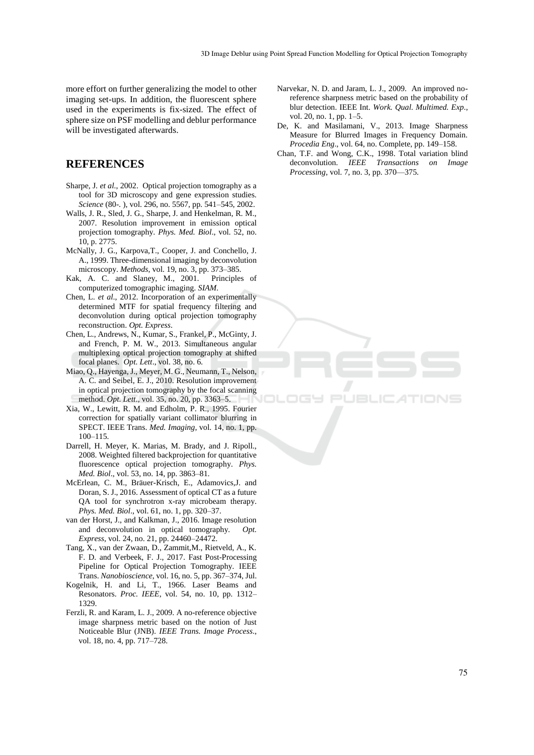more effort on further generalizing the model to other imaging set-ups. In addition, the fluorescent sphere used in the experiments is fix-sized. The effect of sphere size on PSF modelling and deblur performance will be investigated afterwards.

## REFERENCES

Sharpe, J. *et al.*, 2002. Optical projection tomography as a tool for 3D microscopy and gene expression studies. *Science* (80-. ), vol. 296, no. 5567, pp. 541–545, 2002.

Walls, J. R., Sled, J. G., Sharpe, J. and Henkelman, R. M., 2007. Resolution improvement in emission optical projection tomography. *Phys. Med. Biol*., vol. 52, no. 10, p. 2775.

McNally, J. G., Karpova,T., Cooper, J. and Conchello, J. A., 1999. Three-dimensional imaging by deconvolution microscopy. *Methods*, vol. 19, no. 3, pp. 373–385.

Kak, A. C. and Slaney, M., 2001. Principles of computerized tomographic imaging. *SIAM*.

Chen, L. *et al*., 2012. Incorporation of an experimentally determined MTF for spatial frequency filtering and deconvolution during optical projection tomography reconstruction. *Opt. Express*.

Chen, L., Andrews, N., Kumar, S., Frankel, P., McGinty, J. and French, P. M. W., 2013. Simultaneous angular multiplexing optical projection tomography at shifted focal planes. *Opt. Lett*., vol. 38, no. 6.

Miao, Q., Hayenga, J., Meyer, M. G., Neumann, T., Nelson, A. C. and Seibel, E. J., 2010. Resolution improvement in optical projection tomography by the focal scanning method. *Opt. Lett*., vol. 35, no. 20, pp. 3363–5.

Xia, W., Lewitt, R. M. and Edholm, P. R., 1995. Fourier correction for spatially variant collimator blurring in SPECT. IEEE Trans. *Med. Imaging*, vol. 14, no. 1, pp. 100–115.

Darrell, H. Meyer, K. Marias, M. Brady, and J. Ripoll., 2008. Weighted filtered backprojection for quantitative fluorescence optical projection tomography. *Phys. Med. Biol*., vol. 53, no. 14, pp. 3863–81.

McErlean, C. M., Bräuer-Krisch, E., Adamovics,J. and Doran, S. J., 2016. Assessment of optical CT as a future QA tool for synchrotron x-ray microbeam therapy. *Phys. Med. Biol*., vol. 61, no. 1, pp. 320–37.

van der Horst, J., and Kalkman, J., 2016. Image resolution and deconvolution in optical tomography. *Opt. Express*, vol. 24, no. 21, pp. 24460–24472.

Tang, X., van der Zwaan, D., Zammit,M., Rietveld, A., K. F. D. and Verbeek, F. J., 2017. Fast Post-Processing Pipeline for Optical Projection Tomography. IEEE Trans. *Nanobioscience*, vol. 16, no. 5, pp. 367–374, Jul.

Kogelnik, H. and Li, T., 1966. Laser Beams and Resonators. *Proc. IEEE*, vol. 54, no. 10, pp. 1312–1329.

Ferzli, R. and Karam, L. J., 2009. A no-reference objective image sharpness metric based on the notion of Just Noticeable Blur (JNB). *IEEE Trans. Image Process*., vol. 18, no. 4, pp. 717–728.

Narvekar, N. D. and Jaram, L. J., 2009. An improved no-reference sharpness metric based on the probability of blur detection. IEEE Int. *Work. Qual. Multimed. Exp*., vol. 20, no. 1, pp. 1–5.

De, K. and Masilamani, V., 2013. Image Sharpness Measure for Blurred Images in Frequency Domain. *Procedia Eng*., vol. 64, no. Complete, pp. 149–158.

Chan, T.F. and Wong, C.K., 1998. Total variation blind deconvolution. *IEEE Transactions on Image Processing*, vol. 7, no. 3, pp. 370—375.